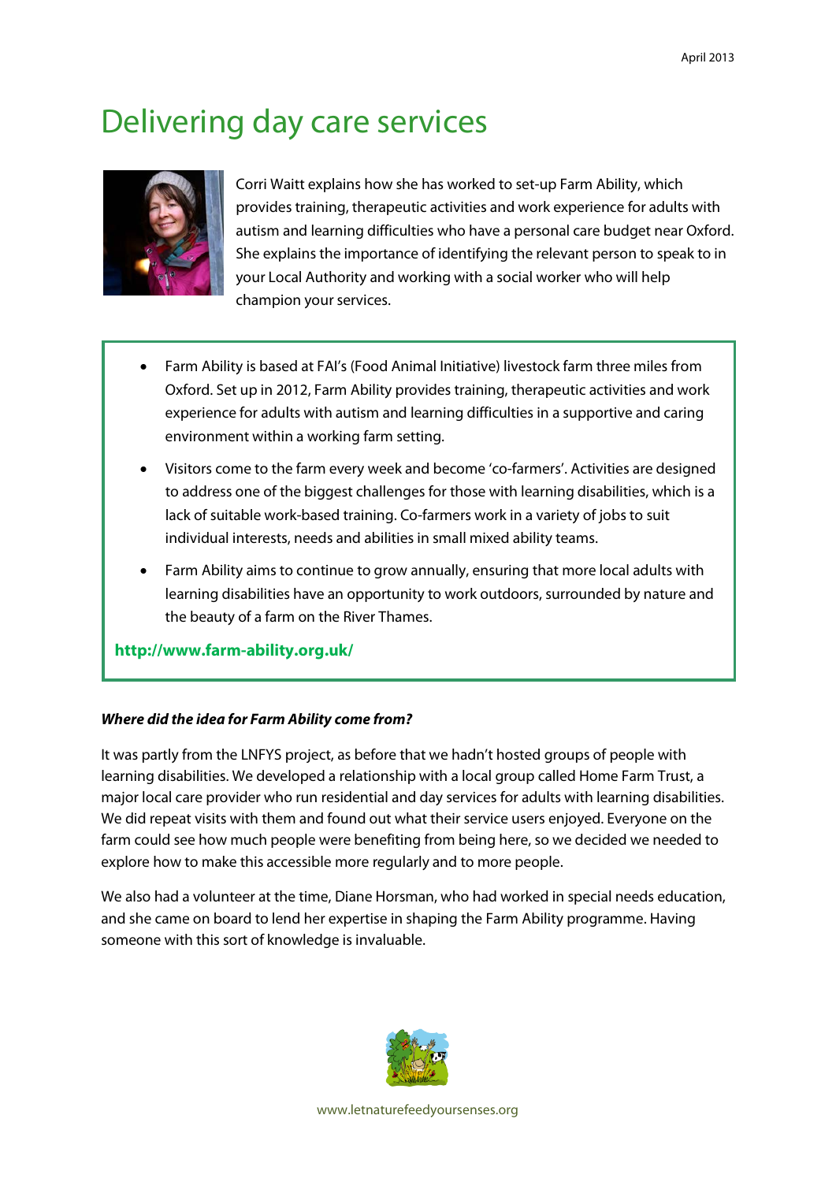April 2013

# Delivering day care services

Corri Waitt explains how she has worked to set-up Farm Ability, which provides training, therapeutic activities and work experience for adults with autism and learning difficulties who have a personal care budget near Oxford. She explains the importance of identifying the relevant person to speak to in your Local Authority and working with a social worker who will help champion your services.

- Farm Ability is based at FAI's (Food Animal Initiative) livestock farm three miles from Oxford. Set up in 2012, Farm Ability provides training, therapeutic activities and work experience for adults with autism and learning difficulties in a supportive and caring environment within a working farm setting.
- Visitors come to the farm every week and become 'co-farmers'. Activities are designed to address one of the biggest challenges for those with learning disabilities, which is a lack of suitable work-based training. Co-farmers work in a variety of jobs to suit individual interests, needs and abilities in small mixed ability teams.
- Farm Ability aims to continue to grow annually, ensuring that more local adults with learning disabilities have an opportunity to work outdoors, surrounded by nature and the beauty of a farm on the River Thames.

**http://www.farm-ability.org.uk/**

***Where did the idea for Farm Ability come from?***

It was partly from the LNFYS project, as before that we hadn't hosted groups of people with learning disabilities. We developed a relationship with a local group called Home Farm Trust, a major local care provider who run residential and day services for adults with learning disabilities. We did repeat visits with them and found out what their service users enjoyed. Everyone on the farm could see how much people were benefiting from being here, so we decided we needed to explore how to make this accessible more regularly and to more people.

We also had a volunteer at the time, Diane Horsman, who had worked in special needs education, and she came on board to lend her expertise in shaping the Farm Ability programme. Having someone with this sort of knowledge is invaluable.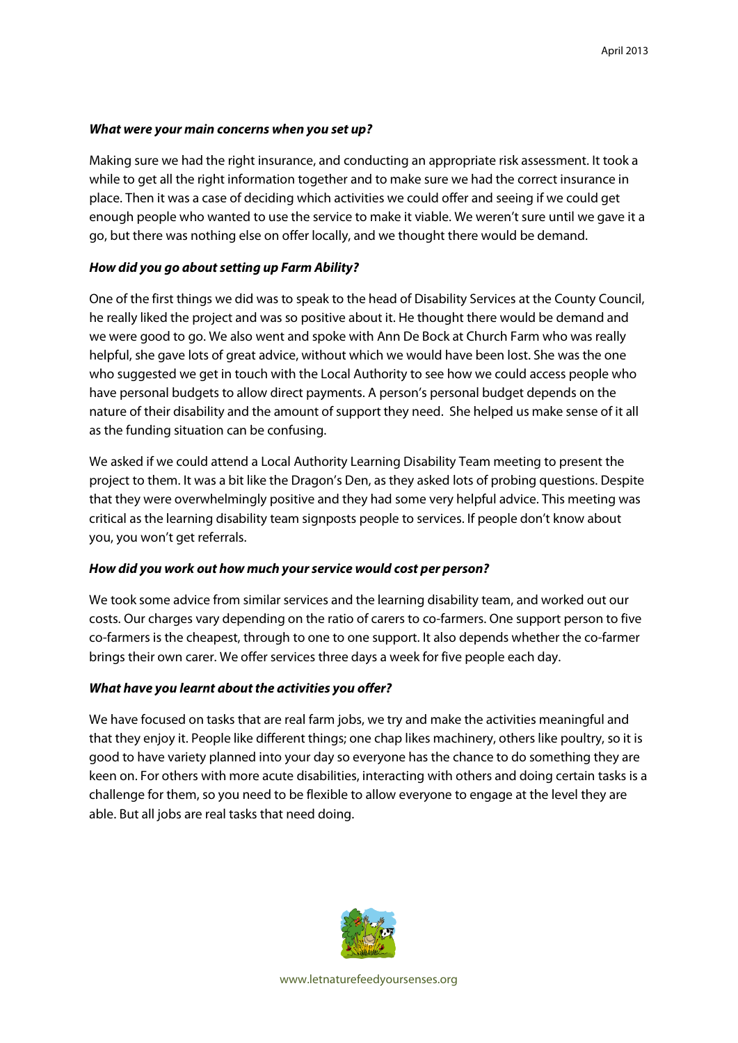***What were your main concerns when you set up?***

Making sure we had the right insurance, and conducting an appropriate risk assessment. It took a while to get all the right information together and to make sure we had the correct insurance in place. Then it was a case of deciding which activities we could offer and seeing if we could get enough people who wanted to use the service to make it viable. We weren't sure until we gave it a go, but there was nothing else on offer locally, and we thought there would be demand.

***How did you go about setting up Farm Ability?***

One of the first things we did was to speak to the head of Disability Services at the County Council, he really liked the project and was so positive about it. He thought there would be demand and we were good to go. We also went and spoke with Ann De Bock at Church Farm who was really helpful, she gave lots of great advice, without which we would have been lost. She was the one who suggested we get in touch with the Local Authority to see how we could access people who have personal budgets to allow direct payments. A person's personal budget depends on the nature of their disability and the amount of support they need. She helped us make sense of it all as the funding situation can be confusing.

We asked if we could attend a Local Authority Learning Disability Team meeting to present the project to them. It was a bit like the Dragon's Den, as they asked lots of probing questions. Despite that they were overwhelmingly positive and they had some very helpful advice. This meeting was critical as the learning disability team signposts people to services. If people don't know about you, you won't get referrals.

***How did you work out how much your service would cost per person?***

We took some advice from similar services and the learning disability team, and worked out our costs. Our charges vary depending on the ratio of carers to co-farmers. One support person to five co-farmers is the cheapest, through to one to one support. It also depends whether the co-farmer brings their own carer. We offer services three days a week for five people each day.

***What have you learnt about the activities you offer?***

We have focused on tasks that are real farm jobs, we try and make the activities meaningful and that they enjoy it. People like different things; one chap likes machinery, others like poultry, so it is good to have variety planned into your day so everyone has the chance to do something they are keen on. For others with more acute disabilities, interacting with others and doing certain tasks is a challenge for them, so you need to be flexible to allow everyone to engage at the level they are able. But all jobs are real tasks that need doing.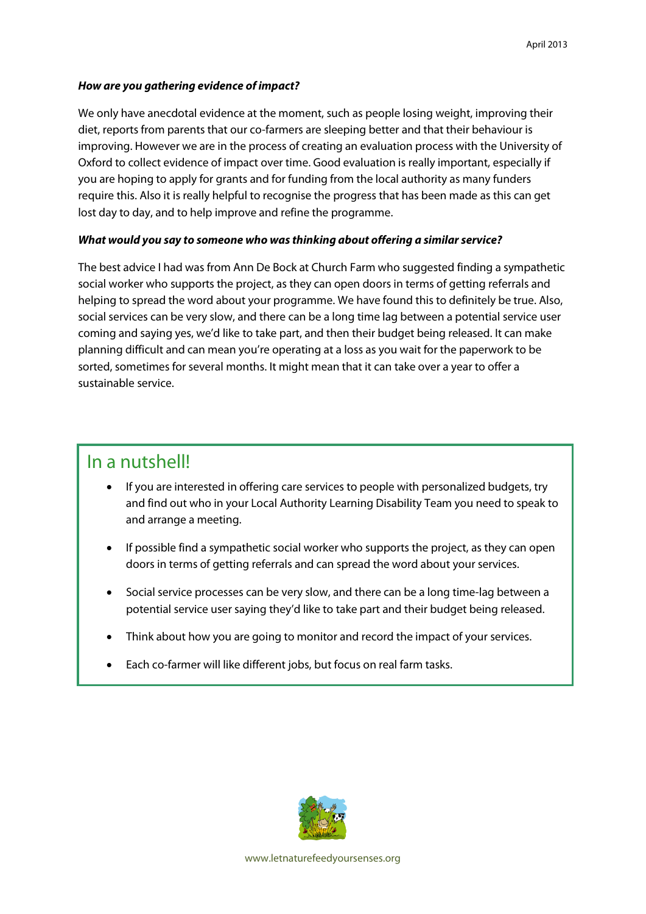***How are you gathering evidence of impact?***

We only have anecdotal evidence at the moment, such as people losing weight, improving their diet, reports from parents that our co-farmers are sleeping better and that their behaviour is improving. However we are in the process of creating an evaluation process with the University of Oxford to collect evidence of impact over time. Good evaluation is really important, especially if you are hoping to apply for grants and for funding from the local authority as many funders require this. Also it is really helpful to recognise the progress that has been made as this can get lost day to day, and to help improve and refine the programme.

***What would you say to someone who was thinking about offering a similar service?***

The best advice I had was from Ann De Bock at Church Farm who suggested finding a sympathetic social worker who supports the project, as they can open doors in terms of getting referrals and helping to spread the word about your programme. We have found this to definitely be true. Also, social services can be very slow, and there can be a long time lag between a potential service user coming and saying yes, we'd like to take part, and then their budget being released. It can make planning difficult and can mean you're operating at a loss as you wait for the paperwork to be sorted, sometimes for several months. It might mean that it can take over a year to offer a sustainable service.

## In a nutshell!

- If you are interested in offering care services to people with personalized budgets, try and find out who in your Local Authority Learning Disability Team you need to speak to and arrange a meeting.
- If possible find a sympathetic social worker who supports the project, as they can open doors in terms of getting referrals and can spread the word about your services.
- Social service processes can be very slow, and there can be a long time-lag between a potential service user saying they'd like to take part and their budget being released.
- Think about how you are going to monitor and record the impact of your services.
- Each co-farmer will like different jobs, but focus on real farm tasks.